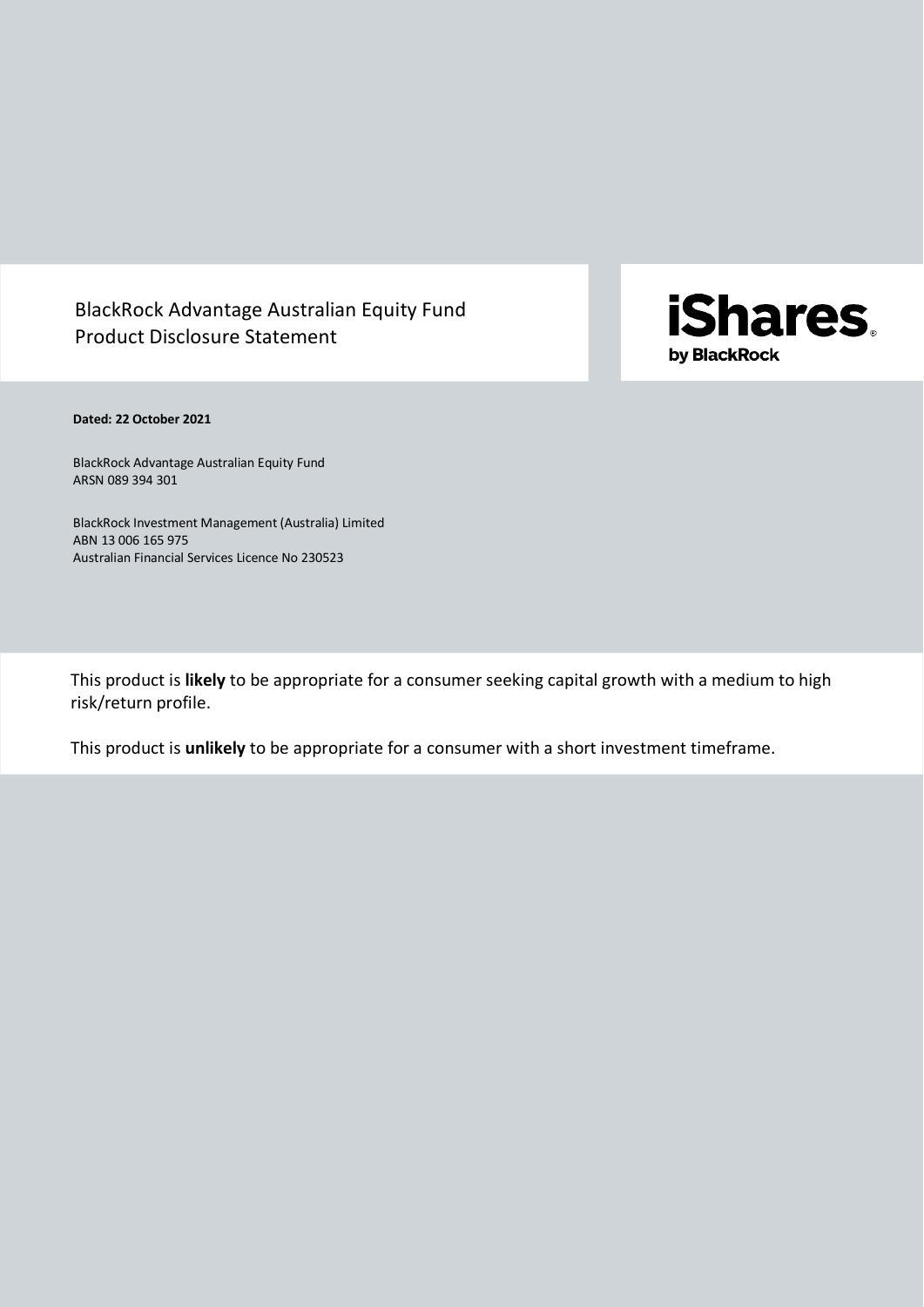# BlackRock Advantage Australian Equity Fund
# Product Disclosure Statement

iShares by BlackRock

**Dated: 22 October 2021**

BlackRock Advantage Australian Equity Fund
ARSN 089 394 301

BlackRock Investment Management (Australia) Limited
ABN 13 006 165 975
Australian Financial Services Licence No 230523

This product is **likely** to be appropriate for a consumer seeking capital growth with a medium to high risk/return profile.

This product is **unlikely** to be appropriate for a consumer with a short investment timeframe.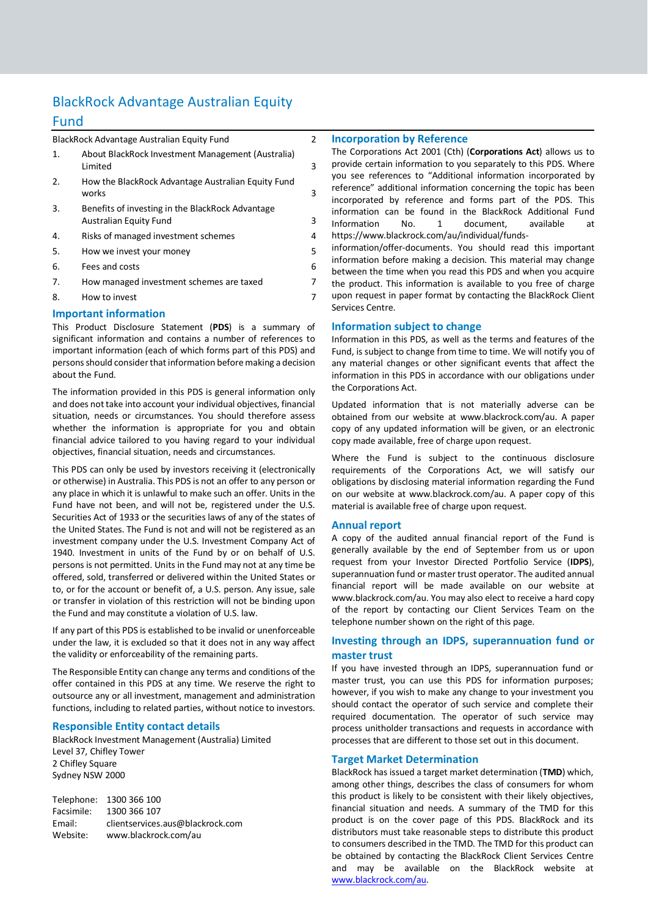# BlackRock Advantage Australian Equity Fund

| | | |
|---|---|---|
| BlackRock Advantage Australian Equity Fund | | 2 |
| 1. | About BlackRock Investment Management (Australia) Limited | 3 |
| 2. | How the BlackRock Advantage Australian Equity Fund works | 3 |
| 3. | Benefits of investing in the BlackRock Advantage Australian Equity Fund | 3 |
| 4. | Risks of managed investment schemes | 4 |
| 5. | How we invest your money | 5 |
| 6. | Fees and costs | 6 |
| 7. | How managed investment schemes are taxed | 7 |
| 8. | How to invest | 7 |

## Important information

This Product Disclosure Statement (**PDS**) is a summary of significant information and contains a number of references to important information (each of which forms part of this PDS) and persons should consider that information before making a decision about the Fund.

The information provided in this PDS is general information only and does not take into account your individual objectives, financial situation, needs or circumstances. You should therefore assess whether the information is appropriate for you and obtain financial advice tailored to you having regard to your individual objectives, financial situation, needs and circumstances.

This PDS can only be used by investors receiving it (electronically or otherwise) in Australia. This PDS is not an offer to any person or any place in which it is unlawful to make such an offer. Units in the Fund have not been, and will not be, registered under the U.S. Securities Act of 1933 or the securities laws of any of the states of the United States. The Fund is not and will not be registered as an investment company under the U.S. Investment Company Act of 1940. Investment in units of the Fund by or on behalf of U.S. persons is not permitted. Units in the Fund may not at any time be offered, sold, transferred or delivered within the United States or to, or for the account or benefit of, a U.S. person. Any issue, sale or transfer in violation of this restriction will not be binding upon the Fund and may constitute a violation of U.S. law.

If any part of this PDS is established to be invalid or unenforceable under the law, it is excluded so that it does not in any way affect the validity or enforceability of the remaining parts.

The Responsible Entity can change any terms and conditions of the offer contained in this PDS at any time. We reserve the right to outsource any or all investment, management and administration functions, including to related parties, without notice to investors.

## Responsible Entity contact details

BlackRock Investment Management (Australia) Limited
Level 37, Chifley Tower
2 Chifley Square
Sydney NSW 2000

Telephone: 1300 366 100
Facsimile: 1300 366 107
Email: clientservices.aus@blackrock.com
Website: www.blackrock.com/au

## Incorporation by Reference

The Corporations Act 2001 (Cth) (**Corporations Act**) allows us to provide certain information to you separately to this PDS. Where you see references to "Additional information incorporated by reference" additional information concerning the topic has been incorporated by reference and forms part of the PDS. This information can be found in the BlackRock Additional Fund Information No. 1 document, available at https://www.blackrock.com/au/individual/funds-information/offer-documents. You should read this important information before making a decision. This material may change between the time when you read this PDS and when you acquire the product. This information is available to you free of charge upon request in paper format by contacting the BlackRock Client Services Centre.

## Information subject to change

Information in this PDS, as well as the terms and features of the Fund, is subject to change from time to time. We will notify you of any material changes or other significant events that affect the information in this PDS in accordance with our obligations under the Corporations Act.

Updated information that is not materially adverse can be obtained from our website at www.blackrock.com/au. A paper copy of any updated information will be given, or an electronic copy made available, free of charge upon request.

Where the Fund is subject to the continuous disclosure requirements of the Corporations Act, we will satisfy our obligations by disclosing material information regarding the Fund on our website at www.blackrock.com/au. A paper copy of this material is available free of charge upon request.

## Annual report

A copy of the audited annual financial report of the Fund is generally available by the end of September from us or upon request from your Investor Directed Portfolio Service (**IDPS**), superannuation fund or master trust operator. The audited annual financial report will be made available on our website at www.blackrock.com/au. You may also elect to receive a hard copy of the report by contacting our Client Services Team on the telephone number shown on the right of this page.

## Investing through an IDPS, superannuation fund or master trust

If you have invested through an IDPS, superannuation fund or master trust, you can use this PDS for information purposes; however, if you wish to make any change to your investment you should contact the operator of such service and complete their required documentation. The operator of such service may process unitholder transactions and requests in accordance with processes that are different to those set out in this document.

## Target Market Determination

BlackRock has issued a target market determination (**TMD**) which, among other things, describes the class of consumers for whom this product is likely to be consistent with their likely objectives, financial situation and needs. A summary of the TMD for this product is on the cover page of this PDS. BlackRock and its distributors must take reasonable steps to distribute this product to consumers described in the TMD. The TMD for this product can be obtained by contacting the BlackRock Client Services Centre and may be available on the BlackRock website at www.blackrock.com/au.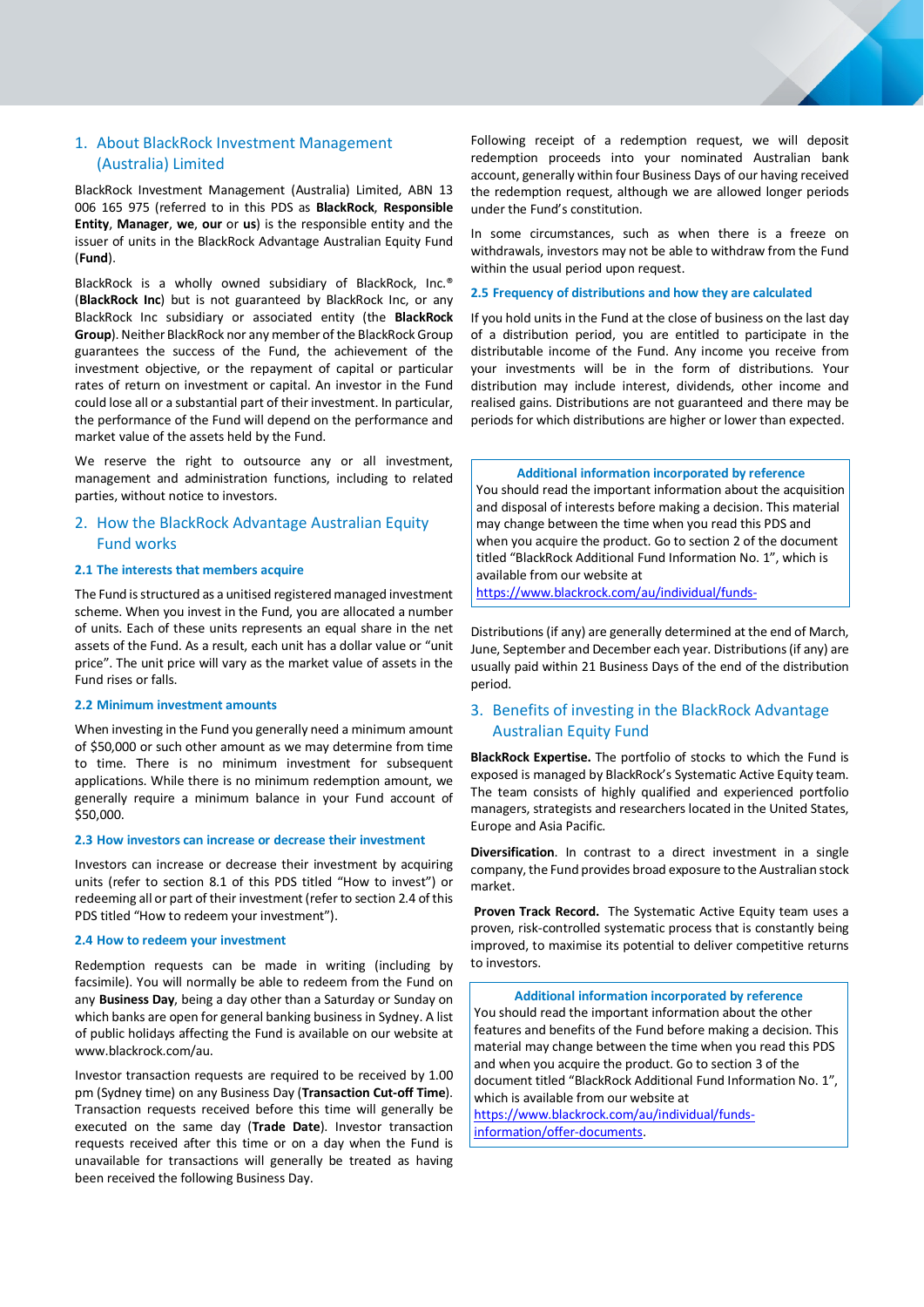## 1. About BlackRock Investment Management (Australia) Limited

BlackRock Investment Management (Australia) Limited, ABN 13 006 165 975 (referred to in this PDS as **BlackRock**, **Responsible Entity**, **Manager**, **we**, **our** or **us**) is the responsible entity and the issuer of units in the BlackRock Advantage Australian Equity Fund (**Fund**).

BlackRock is a wholly owned subsidiary of BlackRock, Inc.® (**BlackRock Inc**) but is not guaranteed by BlackRock Inc, or any BlackRock Inc subsidiary or associated entity (the **BlackRock Group**). Neither BlackRock nor any member of the BlackRock Group guarantees the success of the Fund, the achievement of the investment objective, or the repayment of capital or particular rates of return on investment or capital. An investor in the Fund could lose all or a substantial part of their investment. In particular, the performance of the Fund will depend on the performance and market value of the assets held by the Fund.

We reserve the right to outsource any or all investment, management and administration functions, including to related parties, without notice to investors.

## 2. How the BlackRock Advantage Australian Equity Fund works

### 2.1 The interests that members acquire

The Fund is structured as a unitised registered managed investment scheme. When you invest in the Fund, you are allocated a number of units. Each of these units represents an equal share in the net assets of the Fund. As a result, each unit has a dollar value or "unit price". The unit price will vary as the market value of assets in the Fund rises or falls.

### 2.2 Minimum investment amounts

When investing in the Fund you generally need a minimum amount of $50,000 or such other amount as we may determine from time to time. There is no minimum investment for subsequent applications. While there is no minimum redemption amount, we generally require a minimum balance in your Fund account of $50,000.

### 2.3 How investors can increase or decrease their investment

Investors can increase or decrease their investment by acquiring units (refer to section 8.1 of this PDS titled "How to invest") or redeeming all or part of their investment (refer to section 2.4 of this PDS titled "How to redeem your investment").

### 2.4 How to redeem your investment

Redemption requests can be made in writing (including by facsimile). You will normally be able to redeem from the Fund on any **Business Day**, being a day other than a Saturday or Sunday on which banks are open for general banking business in Sydney. A list of public holidays affecting the Fund is available on our website at www.blackrock.com/au.

Investor transaction requests are required to be received by 1.00 pm (Sydney time) on any Business Day (**Transaction Cut-off Time**). Transaction requests received before this time will generally be executed on the same day (**Trade Date**). Investor transaction requests received after this time or on a day when the Fund is unavailable for transactions will generally be treated as having been received the following Business Day.

Following receipt of a redemption request, we will deposit redemption proceeds into your nominated Australian bank account, generally within four Business Days of our having received the redemption request, although we are allowed longer periods under the Fund's constitution.

In some circumstances, such as when there is a freeze on withdrawals, investors may not be able to withdraw from the Fund within the usual period upon request.

### 2.5 Frequency of distributions and how they are calculated

If you hold units in the Fund at the close of business on the last day of a distribution period, you are entitled to participate in the distributable income of the Fund. Any income you receive from your investments will be in the form of distributions. Your distribution may include interest, dividends, other income and realised gains. Distributions are not guaranteed and there may be periods for which distributions are higher or lower than expected.

> **Additional information incorporated by reference**
>
> You should read the important information about the acquisition and disposal of interests before making a decision. This material may change between the time when you read this PDS and when you acquire the product. Go to section 2 of the document titled "BlackRock Additional Fund Information No. 1", which is available from our website at https://www.blackrock.com/au/individual/funds-

Distributions (if any) are generally determined at the end of March, June, September and December each year. Distributions (if any) are usually paid within 21 Business Days of the end of the distribution period.

## 3. Benefits of investing in the BlackRock Advantage Australian Equity Fund

**BlackRock Expertise.** The portfolio of stocks to which the Fund is exposed is managed by BlackRock's Systematic Active Equity team. The team consists of highly qualified and experienced portfolio managers, strategists and researchers located in the United States, Europe and Asia Pacific.

**Diversification**. In contrast to a direct investment in a single company, the Fund provides broad exposure to the Australian stock market.

**Proven Track Record.** The Systematic Active Equity team uses a proven, risk-controlled systematic process that is constantly being improved, to maximise its potential to deliver competitive returns to investors.

> **Additional information incorporated by reference**
>
> You should read the important information about the other features and benefits of the Fund before making a decision. This material may change between the time when you read this PDS and when you acquire the product. Go to section 3 of the document titled "BlackRock Additional Fund Information No. 1", which is available from our website at https://www.blackrock.com/au/individual/funds-information/offer-documents.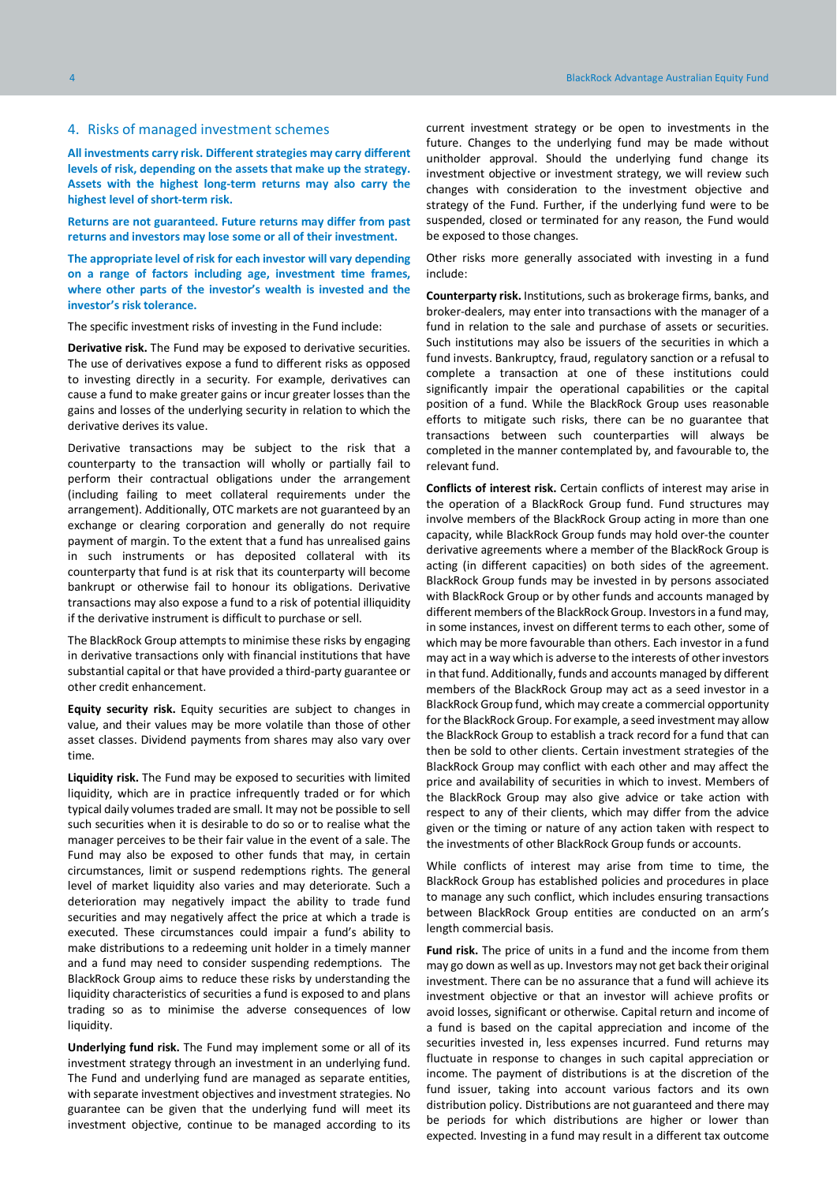## 4. Risks of managed investment schemes

**All investments carry risk. Different strategies may carry different levels of risk, depending on the assets that make up the strategy. Assets with the highest long-term returns may also carry the highest level of short-term risk.**

**Returns are not guaranteed. Future returns may differ from past returns and investors may lose some or all of their investment.**

**The appropriate level of risk for each investor will vary depending on a range of factors including age, investment time frames, where other parts of the investor's wealth is invested and the investor's risk tolerance.**

The specific investment risks of investing in the Fund include:

**Derivative risk.** The Fund may be exposed to derivative securities. The use of derivatives expose a fund to different risks as opposed to investing directly in a security. For example, derivatives can cause a fund to make greater gains or incur greater losses than the gains and losses of the underlying security in relation to which the derivative derives its value.

Derivative transactions may be subject to the risk that a counterparty to the transaction will wholly or partially fail to perform their contractual obligations under the arrangement (including failing to meet collateral requirements under the arrangement). Additionally, OTC markets are not guaranteed by an exchange or clearing corporation and generally do not require payment of margin. To the extent that a fund has unrealised gains in such instruments or has deposited collateral with its counterparty that fund is at risk that its counterparty will become bankrupt or otherwise fail to honour its obligations. Derivative transactions may also expose a fund to a risk of potential illiquidity if the derivative instrument is difficult to purchase or sell.

The BlackRock Group attempts to minimise these risks by engaging in derivative transactions only with financial institutions that have substantial capital or that have provided a third-party guarantee or other credit enhancement.

**Equity security risk.** Equity securities are subject to changes in value, and their values may be more volatile than those of other asset classes. Dividend payments from shares may also vary over time.

**Liquidity risk.** The Fund may be exposed to securities with limited liquidity, which are in practice infrequently traded or for which typical daily volumes traded are small. It may not be possible to sell such securities when it is desirable to do so or to realise what the manager perceives to be their fair value in the event of a sale. The Fund may also be exposed to other funds that may, in certain circumstances, limit or suspend redemptions rights. The general level of market liquidity also varies and may deteriorate. Such a deterioration may negatively impact the ability to trade fund securities and may negatively affect the price at which a trade is executed. These circumstances could impair a fund's ability to make distributions to a redeeming unit holder in a timely manner and a fund may need to consider suspending redemptions. The BlackRock Group aims to reduce these risks by understanding the liquidity characteristics of securities a fund is exposed to and plans trading so as to minimise the adverse consequences of low liquidity.

**Underlying fund risk.** The Fund may implement some or all of its investment strategy through an investment in an underlying fund. The Fund and underlying fund are managed as separate entities, with separate investment objectives and investment strategies. No guarantee can be given that the underlying fund will meet its investment objective, continue to be managed according to its current investment strategy or be open to investments in the future. Changes to the underlying fund may be made without unitholder approval. Should the underlying fund change its investment objective or investment strategy, we will review such changes with consideration to the investment objective and strategy of the Fund. Further, if the underlying fund were to be suspended, closed or terminated for any reason, the Fund would be exposed to those changes.

Other risks more generally associated with investing in a fund include:

**Counterparty risk.** Institutions, such as brokerage firms, banks, and broker-dealers, may enter into transactions with the manager of a fund in relation to the sale and purchase of assets or securities. Such institutions may also be issuers of the securities in which a fund invests. Bankruptcy, fraud, regulatory sanction or a refusal to complete a transaction at one of these institutions could significantly impair the operational capabilities or the capital position of a fund. While the BlackRock Group uses reasonable efforts to mitigate such risks, there can be no guarantee that transactions between such counterparties will always be completed in the manner contemplated by, and favourable to, the relevant fund.

**Conflicts of interest risk.** Certain conflicts of interest may arise in the operation of a BlackRock Group fund. Fund structures may involve members of the BlackRock Group acting in more than one capacity, while BlackRock Group funds may hold over-the counter derivative agreements where a member of the BlackRock Group is acting (in different capacities) on both sides of the agreement. BlackRock Group funds may be invested in by persons associated with BlackRock Group or by other funds and accounts managed by different members of the BlackRock Group. Investors in a fund may, in some instances, invest on different terms to each other, some of which may be more favourable than others. Each investor in a fund may act in a way which is adverse to the interests of other investors in that fund. Additionally, funds and accounts managed by different members of the BlackRock Group may act as a seed investor in a BlackRock Group fund, which may create a commercial opportunity for the BlackRock Group. For example, a seed investment may allow the BlackRock Group to establish a track record for a fund that can then be sold to other clients. Certain investment strategies of the BlackRock Group may conflict with each other and may affect the price and availability of securities in which to invest. Members of the BlackRock Group may also give advice or take action with respect to any of their clients, which may differ from the advice given or the timing or nature of any action taken with respect to the investments of other BlackRock Group funds or accounts.

While conflicts of interest may arise from time to time, the BlackRock Group has established policies and procedures in place to manage any such conflict, which includes ensuring transactions between BlackRock Group entities are conducted on an arm's length commercial basis.

**Fund risk.** The price of units in a fund and the income from them may go down as well as up. Investors may not get back their original investment. There can be no assurance that a fund will achieve its investment objective or that an investor will achieve profits or avoid losses, significant or otherwise. Capital return and income of a fund is based on the capital appreciation and income of the securities invested in, less expenses incurred. Fund returns may fluctuate in response to changes in such capital appreciation or income. The payment of distributions is at the discretion of the fund issuer, taking into account various factors and its own distribution policy. Distributions are not guaranteed and there may be periods for which distributions are higher or lower than expected. Investing in a fund may result in a different tax outcome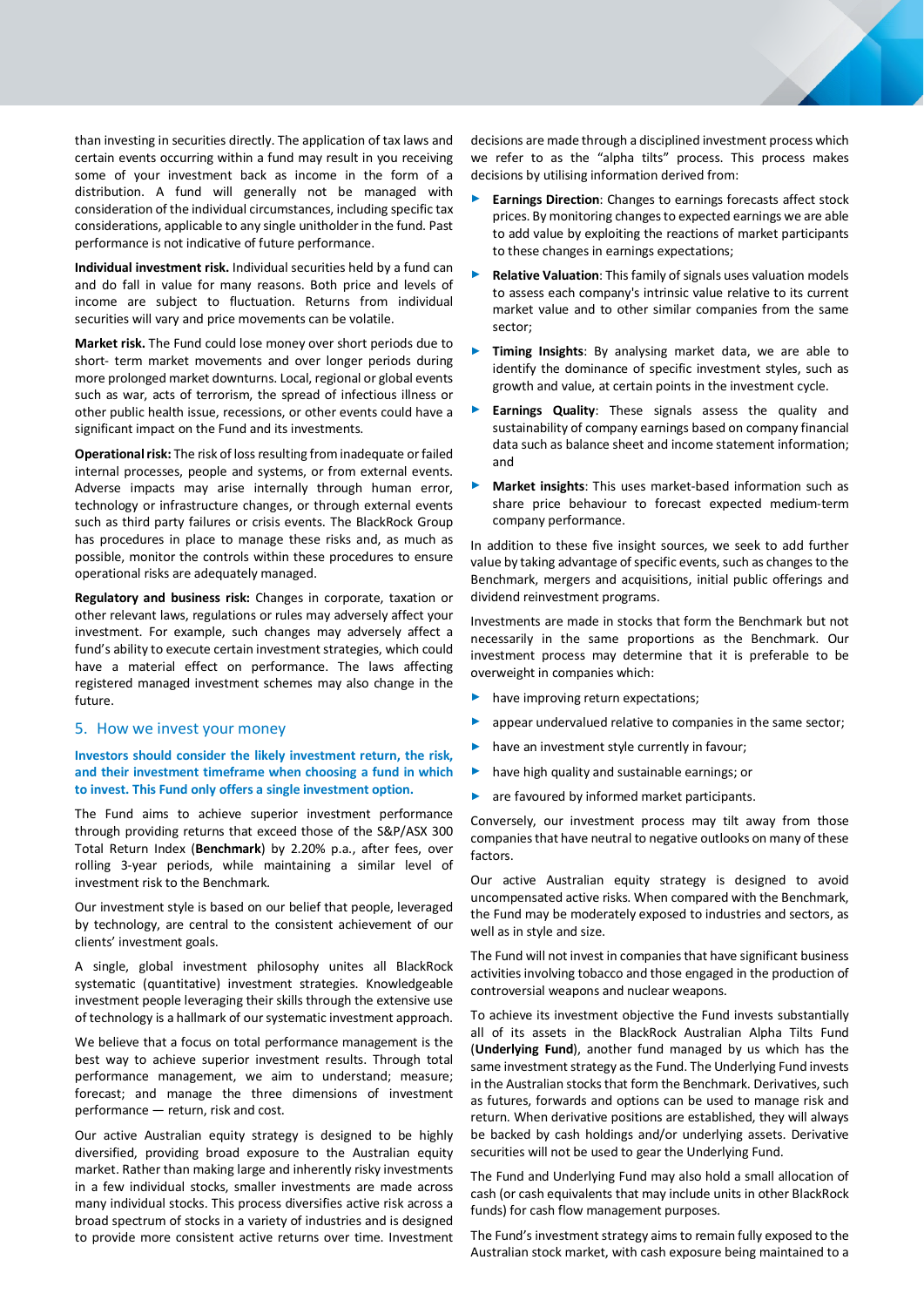than investing in securities directly. The application of tax laws and certain events occurring within a fund may result in you receiving some of your investment back as income in the form of a distribution. A fund will generally not be managed with consideration of the individual circumstances, including specific tax considerations, applicable to any single unitholder in the fund. Past performance is not indicative of future performance.

**Individual investment risk.** Individual securities held by a fund can and do fall in value for many reasons. Both price and levels of income are subject to fluctuation. Returns from individual securities will vary and price movements can be volatile.

**Market risk.** The Fund could lose money over short periods due to short- term market movements and over longer periods during more prolonged market downturns. Local, regional or global events such as war, acts of terrorism, the spread of infectious illness or other public health issue, recessions, or other events could have a significant impact on the Fund and its investments.

**Operational risk:** The risk of loss resulting from inadequate or failed internal processes, people and systems, or from external events. Adverse impacts may arise internally through human error, technology or infrastructure changes, or through external events such as third party failures or crisis events. The BlackRock Group has procedures in place to manage these risks and, as much as possible, monitor the controls within these procedures to ensure operational risks are adequately managed.

**Regulatory and business risk:** Changes in corporate, taxation or other relevant laws, regulations or rules may adversely affect your investment. For example, such changes may adversely affect a fund's ability to execute certain investment strategies, which could have a material effect on performance. The laws affecting registered managed investment schemes may also change in the future.

## 5. How we invest your money

**Investors should consider the likely investment return, the risk, and their investment timeframe when choosing a fund in which to invest. This Fund only offers a single investment option.**

The Fund aims to achieve superior investment performance through providing returns that exceed those of the S&P/ASX 300 Total Return Index (**Benchmark**) by 2.20% p.a., after fees, over rolling 3-year periods, while maintaining a similar level of investment risk to the Benchmark.

Our investment style is based on our belief that people, leveraged by technology, are central to the consistent achievement of our clients' investment goals.

A single, global investment philosophy unites all BlackRock systematic (quantitative) investment strategies. Knowledgeable investment people leveraging their skills through the extensive use of technology is a hallmark of our systematic investment approach.

We believe that a focus on total performance management is the best way to achieve superior investment results. Through total performance management, we aim to understand; measure; forecast; and manage the three dimensions of investment performance — return, risk and cost.

Our active Australian equity strategy is designed to be highly diversified, providing broad exposure to the Australian equity market. Rather than making large and inherently risky investments in a few individual stocks, smaller investments are made across many individual stocks. This process diversifies active risk across a broad spectrum of stocks in a variety of industries and is designed to provide more consistent active returns over time. Investment decisions are made through a disciplined investment process which we refer to as the "alpha tilts" process. This process makes decisions by utilising information derived from:

- **Earnings Direction**: Changes to earnings forecasts affect stock prices. By monitoring changes to expected earnings we are able to add value by exploiting the reactions of market participants to these changes in earnings expectations;
- **Relative Valuation**: This family of signals uses valuation models to assess each company's intrinsic value relative to its current market value and to other similar companies from the same sector;
- **Timing Insights**: By analysing market data, we are able to identify the dominance of specific investment styles, such as growth and value, at certain points in the investment cycle.
- **Earnings Quality**: These signals assess the quality and sustainability of company earnings based on company financial data such as balance sheet and income statement information; and
- **Market insights**: This uses market-based information such as share price behaviour to forecast expected medium-term company performance.

In addition to these five insight sources, we seek to add further value by taking advantage of specific events, such as changes to the Benchmark, mergers and acquisitions, initial public offerings and dividend reinvestment programs.

Investments are made in stocks that form the Benchmark but not necessarily in the same proportions as the Benchmark. Our investment process may determine that it is preferable to be overweight in companies which:

- have improving return expectations;
- appear undervalued relative to companies in the same sector;
- have an investment style currently in favour;
- have high quality and sustainable earnings; or
- are favoured by informed market participants.

Conversely, our investment process may tilt away from those companies that have neutral to negative outlooks on many of these factors.

Our active Australian equity strategy is designed to avoid uncompensated active risks. When compared with the Benchmark, the Fund may be moderately exposed to industries and sectors, as well as in style and size.

The Fund will not invest in companies that have significant business activities involving tobacco and those engaged in the production of controversial weapons and nuclear weapons.

To achieve its investment objective the Fund invests substantially all of its assets in the BlackRock Australian Alpha Tilts Fund (**Underlying Fund**), another fund managed by us which has the same investment strategy as the Fund. The Underlying Fund invests in the Australian stocks that form the Benchmark. Derivatives, such as futures, forwards and options can be used to manage risk and return. When derivative positions are established, they will always be backed by cash holdings and/or underlying assets. Derivative securities will not be used to gear the Underlying Fund.

The Fund and Underlying Fund may also hold a small allocation of cash (or cash equivalents that may include units in other BlackRock funds) for cash flow management purposes.

The Fund's investment strategy aims to remain fully exposed to the Australian stock market, with cash exposure being maintained to a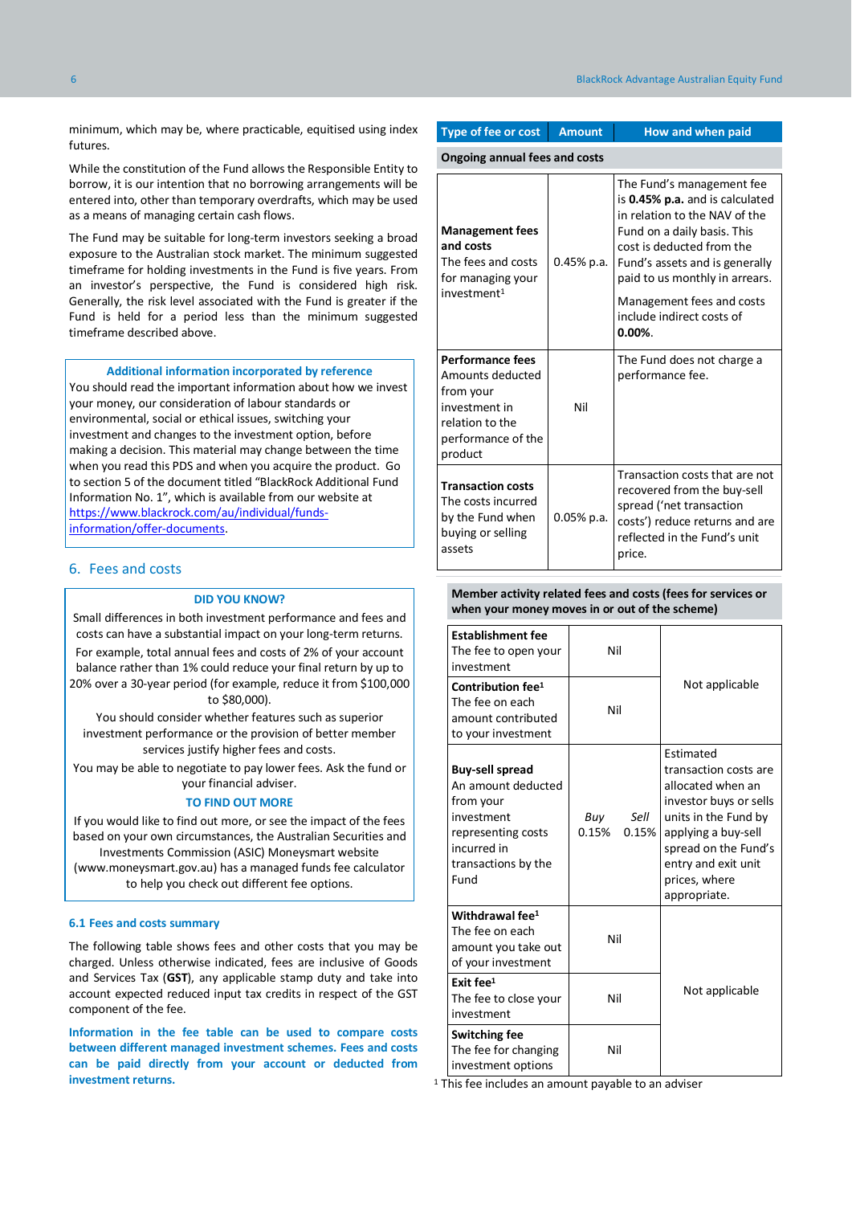minimum, which may be, where practicable, equitised using index futures.

While the constitution of the Fund allows the Responsible Entity to borrow, it is our intention that no borrowing arrangements will be entered into, other than temporary overdrafts, which may be used as a means of managing certain cash flows.

The Fund may be suitable for long-term investors seeking a broad exposure to the Australian stock market. The minimum suggested timeframe for holding investments in the Fund is five years. From an investor's perspective, the Fund is considered high risk. Generally, the risk level associated with the Fund is greater if the Fund is held for a period less than the minimum suggested timeframe described above.

**Additional information incorporated by reference**

You should read the important information about how we invest your money, our consideration of labour standards or environmental, social or ethical issues, switching your investment and changes to the investment option, before making a decision. This material may change between the time when you read this PDS and when you acquire the product. Go to section 5 of the document titled "BlackRock Additional Fund Information No. 1", which is available from our website at [https://www.blackrock.com/au/individual/funds-information/offer-documents](https://www.blackrock.com/au/individual/funds-information/offer-documents).

## 6. Fees and costs

**DID YOU KNOW?**

Small differences in both investment performance and fees and costs can have a substantial impact on your long-term returns.

For example, total annual fees and costs of 2% of your account balance rather than 1% could reduce your final return by up to 20% over a 30-year period (for example, reduce it from $100,000 to $80,000).

You should consider whether features such as superior investment performance or the provision of better member services justify higher fees and costs.

You may be able to negotiate to pay lower fees. Ask the fund or your financial adviser.

**TO FIND OUT MORE**

If you would like to find out more, or see the impact of the fees based on your own circumstances, the Australian Securities and Investments Commission (ASIC) Moneysmart website (www.moneysmart.gov.au) has a managed funds fee calculator to help you check out different fee options.

### 6.1 Fees and costs summary

The following table shows fees and other costs that you may be charged. Unless otherwise indicated, fees are inclusive of Goods and Services Tax (**GST**), any applicable stamp duty and take into account expected reduced input tax credits in respect of the GST component of the fee.

**Information in the fee table can be used to compare costs between different managed investment schemes. Fees and costs can be paid directly from your account or deducted from investment returns.**

| Type of fee or cost | Amount | How and when paid |
|---|---|---|
| **Ongoing annual fees and costs** | | |
| **Management fees and costs** The fees and costs for managing your investment[1] | 0.45% p.a. | The Fund's management fee is **0.45% p.a.** and is calculated in relation to the NAV of the Fund on a daily basis. This cost is deducted from the Fund's assets and is generally paid to us monthly in arrears. Management fees and costs include indirect costs of **0.00%**. |
| **Performance fees** Amounts deducted from your investment in relation to the performance of the product | Nil | The Fund does not charge a performance fee. |
| **Transaction costs** The costs incurred by the Fund when buying or selling assets | 0.05% p.a. | Transaction costs that are not recovered from the buy-sell spread ('net transaction costs') reduce returns and are reflected in the Fund's unit price. |
| **Member activity related fees and costs (fees for services or when your money moves in or out of the scheme)** | | |
| **Establishment fee** The fee to open your investment | Nil | Not applicable |
| **Contribution fee[1]** The fee on each amount contributed to your investment | Nil | Not applicable |
| **Buy-sell spread** An amount deducted from your investment representing costs incurred in transactions by the Fund | *Buy* 0.15% *Sell* 0.15% | Estimated transaction costs are allocated when an investor buys or sells units in the Fund by applying a buy-sell spread on the Fund's entry and exit unit prices, where appropriate. |
| **Withdrawal fee[1]** The fee on each amount you take out of your investment | Nil | Not applicable |
| **Exit fee[1]** The fee to close your investment | Nil | Not applicable |
| **Switching fee** The fee for changing investment options | Nil | Not applicable |

[1] This fee includes an amount payable to an adviser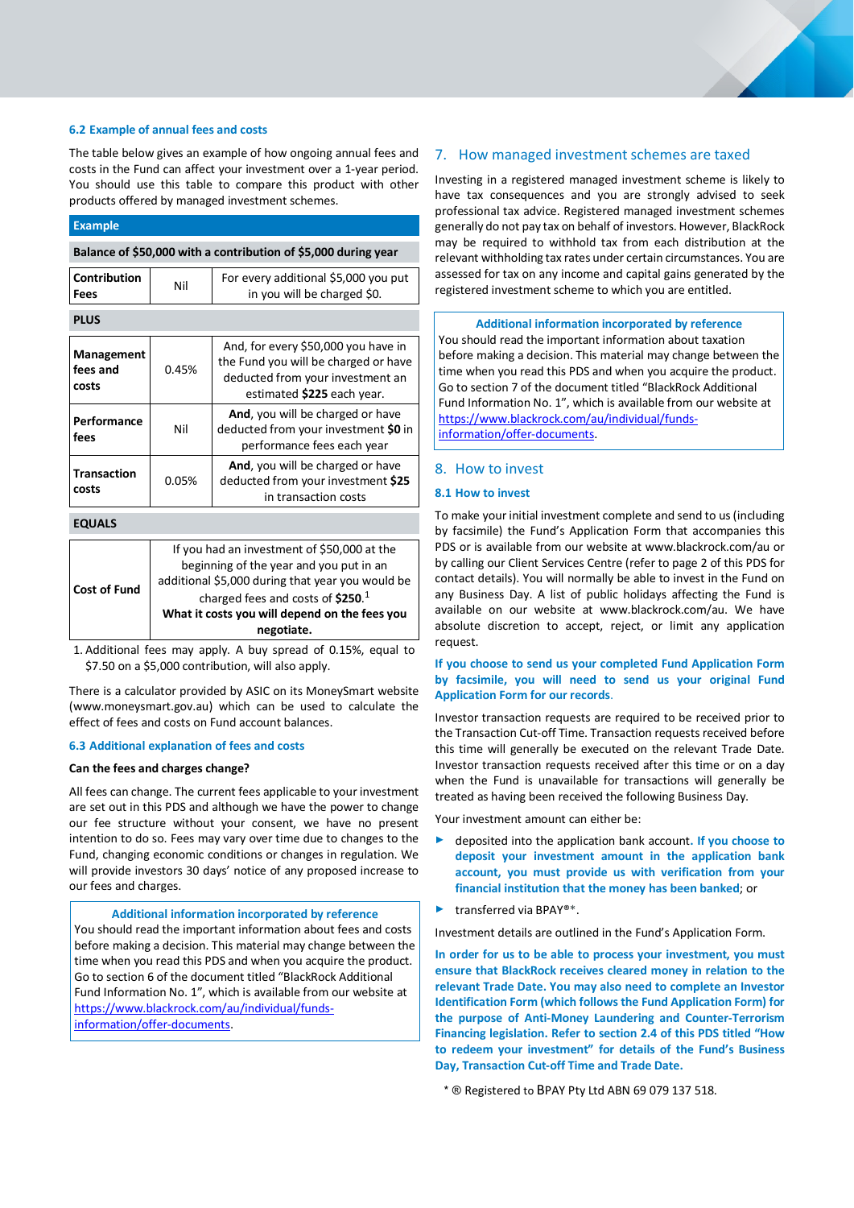### 6.2 Example of annual fees and costs

The table below gives an example of how ongoing annual fees and costs in the Fund can affect your investment over a 1-year period. You should use this table to compare this product with other products offered by managed investment schemes.

| Example | | |
|---|---|---|
| **Balance of $50,000 with a contribution of $5,000 during year** | | |
| **Contribution Fees** | Nil | For every additional $5,000 you put in you will be charged $0. |
| **PLUS** | | |
| **Management fees and costs** | 0.45% | And, for every $50,000 you have in the Fund you will be charged or have deducted from your investment an estimated **$225** each year. |
| **Performance fees** | Nil | **And**, you will be charged or have deducted from your investment **$0** in performance fees each year |
| **Transaction costs** | 0.05% | **And**, you will be charged or have deducted from your investment **$25** in transaction costs |
| **EQUALS** | | |
| **Cost of Fund** | | If you had an investment of $50,000 at the beginning of the year and you put in an additional $5,000 during that year you would be charged fees and costs of **$250.**[1] **What it costs you will depend on the fees you negotiate.** |

1. Additional fees may apply. A buy spread of 0.15%, equal to $7.50 on a $5,000 contribution, will also apply.

There is a calculator provided by ASIC on its MoneySmart website (www.moneysmart.gov.au) which can be used to calculate the effect of fees and costs on Fund account balances.

### 6.3 Additional explanation of fees and costs

**Can the fees and charges change?**

All fees can change. The current fees applicable to your investment are set out in this PDS and although we have the power to change our fee structure without your consent, we have no present intention to do so. Fees may vary over time due to changes to the Fund, changing economic conditions or changes in regulation. We will provide investors 30 days' notice of any proposed increase to our fees and charges.

**Additional information incorporated by reference**

You should read the important information about fees and costs before making a decision. This material may change between the time when you read this PDS and when you acquire the product. Go to section 6 of the document titled "BlackRock Additional Fund Information No. 1", which is available from our website at https://www.blackrock.com/au/individual/funds-information/offer-documents.

## 7. How managed investment schemes are taxed

Investing in a registered managed investment scheme is likely to have tax consequences and you are strongly advised to seek professional tax advice. Registered managed investment schemes generally do not pay tax on behalf of investors. However, BlackRock may be required to withhold tax from each distribution at the relevant withholding tax rates under certain circumstances. You are assessed for tax on any income and capital gains generated by the registered investment scheme to which you are entitled.

**Additional information incorporated by reference**

You should read the important information about taxation before making a decision. This material may change between the time when you read this PDS and when you acquire the product. Go to section 7 of the document titled "BlackRock Additional Fund Information No. 1", which is available from our website at https://www.blackrock.com/au/individual/funds-information/offer-documents.

## 8. How to invest

### 8.1 How to invest

To make your initial investment complete and send to us (including by facsimile) the Fund's Application Form that accompanies this PDS or is available from our website at www.blackrock.com/au or by calling our Client Services Centre (refer to page 2 of this PDS for contact details). You will normally be able to invest in the Fund on any Business Day. A list of public holidays affecting the Fund is available on our website at www.blackrock.com/au. We have absolute discretion to accept, reject, or limit any application request.

**If you choose to send us your completed Fund Application Form by facsimile, you will need to send us your original Fund Application Form for our records.**

Investor transaction requests are required to be received prior to the Transaction Cut-off Time. Transaction requests received before this time will generally be executed on the relevant Trade Date. Investor transaction requests received after this time or on a day when the Fund is unavailable for transactions will generally be treated as having been received the following Business Day.

Your investment amount can either be:

- deposited into the application bank account. **If you choose to deposit your investment amount in the application bank account, you must provide us with verification from your financial institution that the money has been banked**; or
- transferred via BPAY®*.

Investment details are outlined in the Fund's Application Form.

**In order for us to be able to process your investment, you must ensure that BlackRock receives cleared money in relation to the relevant Trade Date. You may also need to complete an Investor Identification Form (which follows the Fund Application Form) for the purpose of Anti-Money Laundering and Counter-Terrorism Financing legislation. Refer to section 2.4 of this PDS titled "How to redeem your investment" for details of the Fund's Business Day, Transaction Cut-off Time and Trade Date.**

\* ® Registered to BPAY Pty Ltd ABN 69 079 137 518.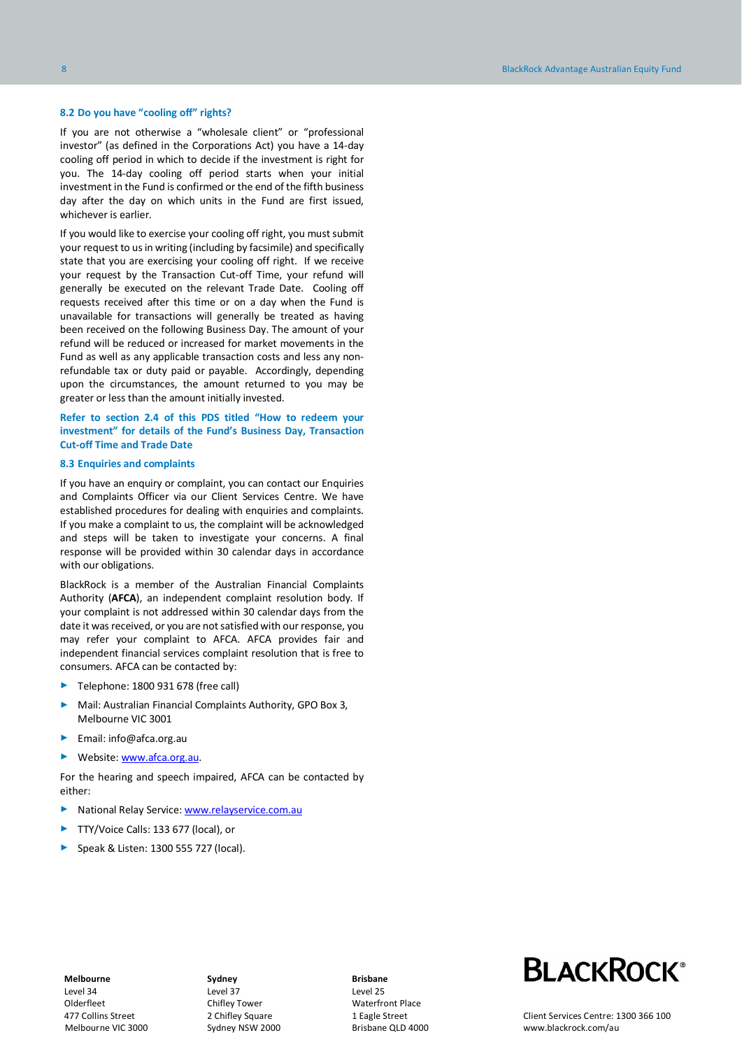### 8.2 Do you have "cooling off" rights?

If you are not otherwise a "wholesale client" or "professional investor" (as defined in the Corporations Act) you have a 14-day cooling off period in which to decide if the investment is right for you. The 14-day cooling off period starts when your initial investment in the Fund is confirmed or the end of the fifth business day after the day on which units in the Fund are first issued, whichever is earlier.

If you would like to exercise your cooling off right, you must submit your request to us in writing (including by facsimile) and specifically state that you are exercising your cooling off right. If we receive your request by the Transaction Cut-off Time, your refund will generally be executed on the relevant Trade Date. Cooling off requests received after this time or on a day when the Fund is unavailable for transactions will generally be treated as having been received on the following Business Day. The amount of your refund will be reduced or increased for market movements in the Fund as well as any applicable transaction costs and less any non-refundable tax or duty paid or payable. Accordingly, depending upon the circumstances, the amount returned to you may be greater or less than the amount initially invested.

**Refer to section 2.4 of this PDS titled "How to redeem your investment" for details of the Fund's Business Day, Transaction Cut-off Time and Trade Date**

### 8.3 Enquiries and complaints

If you have an enquiry or complaint, you can contact our Enquiries and Complaints Officer via our Client Services Centre. We have established procedures for dealing with enquiries and complaints. If you make a complaint to us, the complaint will be acknowledged and steps will be taken to investigate your concerns. A final response will be provided within 30 calendar days in accordance with our obligations.

BlackRock is a member of the Australian Financial Complaints Authority (**AFCA**), an independent complaint resolution body. If your complaint is not addressed within 30 calendar days from the date it was received, or you are not satisfied with our response, you may refer your complaint to AFCA. AFCA provides fair and independent financial services complaint resolution that is free to consumers. AFCA can be contacted by:

- Telephone: 1800 931 678 (free call)
- Mail: Australian Financial Complaints Authority, GPO Box 3, Melbourne VIC 3001
- Email: info@afca.org.au
- Website: www.afca.org.au.

For the hearing and speech impaired, AFCA can be contacted by either:

- National Relay Service: www.relayservice.com.au
- TTY/Voice Calls: 133 677 (local), or
- Speak & Listen: 1300 555 727 (local).

**Melbourne**
Level 34
Olderfleet
477 Collins Street
Melbourne VIC 3000

**Sydney**
Level 37
Chifley Tower
2 Chifley Square
Sydney NSW 2000

**Brisbane**
Level 25
Waterfront Place
1 Eagle Street
Brisbane QLD 4000

BLACKROCK®

Client Services Centre: 1300 366 100
www.blackrock.com/au